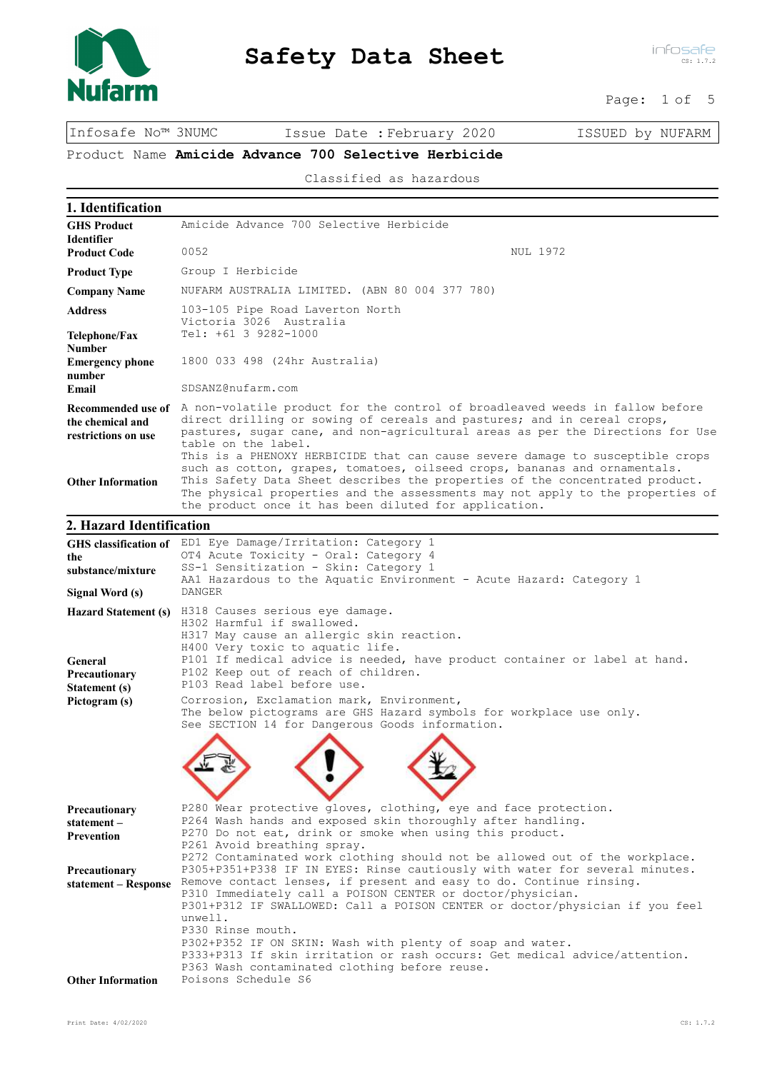# Safety Data Sheet

| Infosafe No™ 3NUMC | Issue Date : February 2020 | ISSUED by NUFARM |
|---|---|---|

Product Name **Amicide Advance 700 Selective Herbicide**

Classified as hazardous

## 1. Identification

| | |
|---|---|
| **GHS Product Identifier** | Amicide Advance 700 Selective Herbicide |
| **Product Code** | 0052 NUL 1972 |
| **Product Type** | Group I Herbicide |
| **Company Name** | NUFARM AUSTRALIA LIMITED. (ABN 80 004 377 780) |
| **Address** | 103-105 Pipe Road Laverton North Victoria 3026 Australia |
| **Telephone/Fax Number** | Tel: +61 3 9282-1000 |
| **Emergency phone number** | 1800 033 498 (24hr Australia) |
| **Email** | SDSANZ@nufarm.com |
| **Recommended use of the chemical and restrictions on use** | A non-volatile product for the control of broadleaved weeds in fallow before direct drilling or sowing of cereals and pastures; and in cereal crops, pastures, sugar cane, and non-agricultural areas as per the Directions for Use table on the label. This is a PHENOXY HERBICIDE that can cause severe damage to susceptible crops such as cotton, grapes, tomatoes, oilseed crops, bananas and ornamentals. |
| **Other Information** | This Safety Data Sheet describes the properties of the concentrated product. The physical properties and the assessments may not apply to the properties of the product once it has been diluted for application. |

## 2. Hazard Identification

| | |
|---|---|
| **GHS classification of the substance/mixture** | ED1 Eye Damage/Irritation: Category 1<br>OT4 Acute Toxicity - Oral: Category 4<br>SS-1 Sensitization - Skin: Category 1<br>AA1 Hazardous to the Aquatic Environment - Acute Hazard: Category 1 |
| **Signal Word (s)** | DANGER |
| **Hazard Statement (s)** | H318 Causes serious eye damage.<br>H302 Harmful if swallowed.<br>H317 May cause an allergic skin reaction.<br>H400 Very toxic to aquatic life. |
| **General Precautionary Statement (s)** | P101 If medical advice is needed, have product container or label at hand.<br>P102 Keep out of reach of children.<br>P103 Read label before use. |
| **Pictogram (s)** | Corrosion, Exclamation mark, Environment,<br>The below pictograms are GHS Hazard symbols for workplace use only.<br>See SECTION 14 for Dangerous Goods information. |
| **Precautionary statement – Prevention** | P280 Wear protective gloves, clothing, eye and face protection.<br>P264 Wash hands and exposed skin thoroughly after handling.<br>P270 Do not eat, drink or smoke when using this product.<br>P261 Avoid breathing spray.<br>P272 Contaminated work clothing should not be allowed out of the workplace. |
| **Precautionary statement – Response** | P305+P351+P338 IF IN EYES: Rinse cautiously with water for several minutes. Remove contact lenses, if present and easy to do. Continue rinsing.<br>P310 Immediately call a POISON CENTER or doctor/physician.<br>P301+P312 IF SWALLOWED: Call a POISON CENTER or doctor/physician if you feel unwell.<br>P330 Rinse mouth.<br>P302+P352 IF ON SKIN: Wash with plenty of soap and water.<br>P333+P313 If skin irritation or rash occurs: Get medical advice/attention.<br>P363 Wash contaminated clothing before reuse. |
| **Other Information** | Poisons Schedule S6 |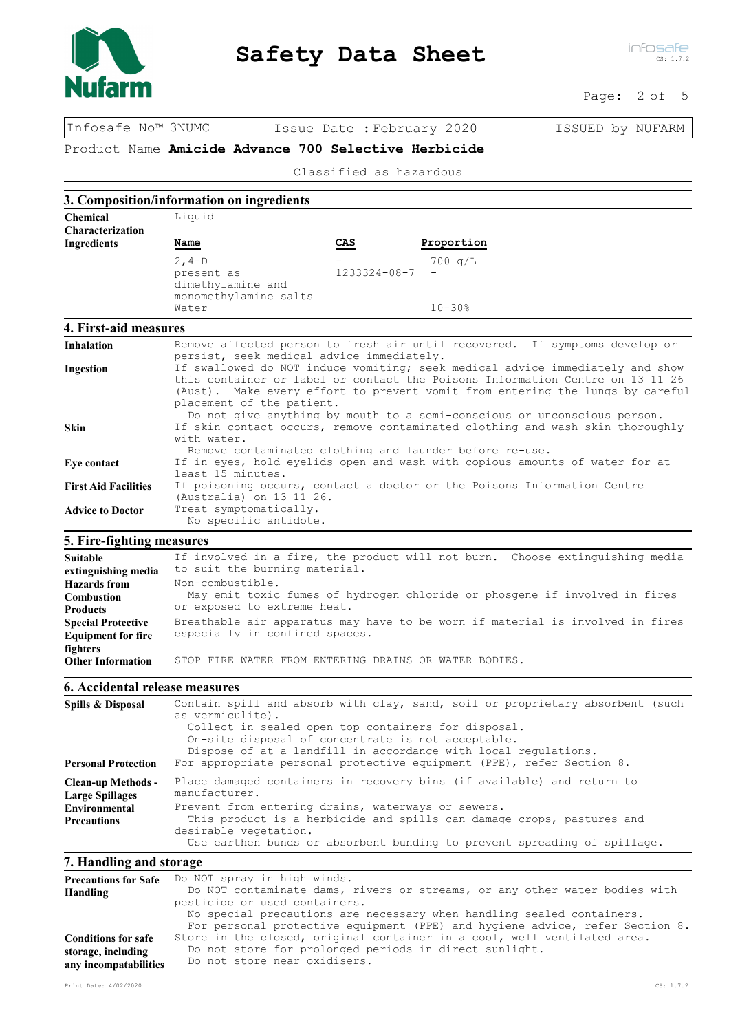Infosafe No™ 3NUMC Issue Date : February 2020 ISSUED by NUFARM

Product Name **Amicide Advance 700 Selective Herbicide**

Classified as hazardous

## 3. Composition/information on ingredients

**Chemical Characterization**: Liquid

**Ingredients**

| Name | CAS | Proportion |
|---|---|---|
| 2,4-D | - | 700 g/L |
| present as dimethylamine and monomethylamine salts | 1233324-08-7 | - |
| Water | | 10-30% |

## 4. First-aid measures

**Inhalation**: Remove affected person to fresh air until recovered. If symptoms develop or persist, seek medical advice immediately.

**Ingestion**: If swallowed do NOT induce vomiting; seek medical advice immediately and show this container or label or contact the Poisons Information Centre on 13 11 26 (Aust). Make every effort to prevent vomit from entering the lungs by careful placement of the patient.
Do not give anything by mouth to a semi-conscious or unconscious person.

**Skin**: If skin contact occurs, remove contaminated clothing and wash skin thoroughly with water.
Remove contaminated clothing and launder before re-use.

**Eye contact**: If in eyes, hold eyelids open and wash with copious amounts of water for at least 15 minutes.

**First Aid Facilities**: If poisoning occurs, contact a doctor or the Poisons Information Centre (Australia) on 13 11 26.

**Advice to Doctor**: Treat symptomatically.
No specific antidote.

## 5. Fire-fighting measures

**Suitable extinguishing media**: If involved in a fire, the product will not burn. Choose extinguishing media to suit the burning material.

**Hazards from Combustion Products**: Non-combustible.
May emit toxic fumes of hydrogen chloride or phosgene if involved in fires or exposed to extreme heat.

**Special Protective Equipment for fire fighters**: Breathable air apparatus may have to be worn if material is involved in fires especially in confined spaces.

**Other Information**: STOP FIRE WATER FROM ENTERING DRAINS OR WATER BODIES.

## 6. Accidental release measures

**Spills & Disposal**: Contain spill and absorb with clay, sand, soil or proprietary absorbent (such as vermiculite).
Collect in sealed open top containers for disposal.
On-site disposal of concentrate is not acceptable.
Dispose of at a landfill in accordance with local regulations.

**Personal Protection**: For appropriate personal protective equipment (PPE), refer Section 8.

**Clean-up Methods - Large Spillages**: Place damaged containers in recovery bins (if available) and return to manufacturer.

**Environmental Precautions**: Prevent from entering drains, waterways or sewers.
This product is a herbicide and spills can damage crops, pastures and desirable vegetation.
Use earthen bunds or absorbent bunding to prevent spreading of spillage.

## 7. Handling and storage

**Precautions for Safe Handling**: Do NOT spray in high winds.
Do NOT contaminate dams, rivers or streams, or any other water bodies with pesticide or used containers.
No special precautions are necessary when handling sealed containers.
For personal protective equipment (PPE) and hygiene advice, refer Section 8.

**Conditions for safe storage, including any incompatibilities**: Store in the closed, original container in a cool, well ventilated area.
Do not store for prolonged periods in direct sunlight.
Do not store near oxidisers.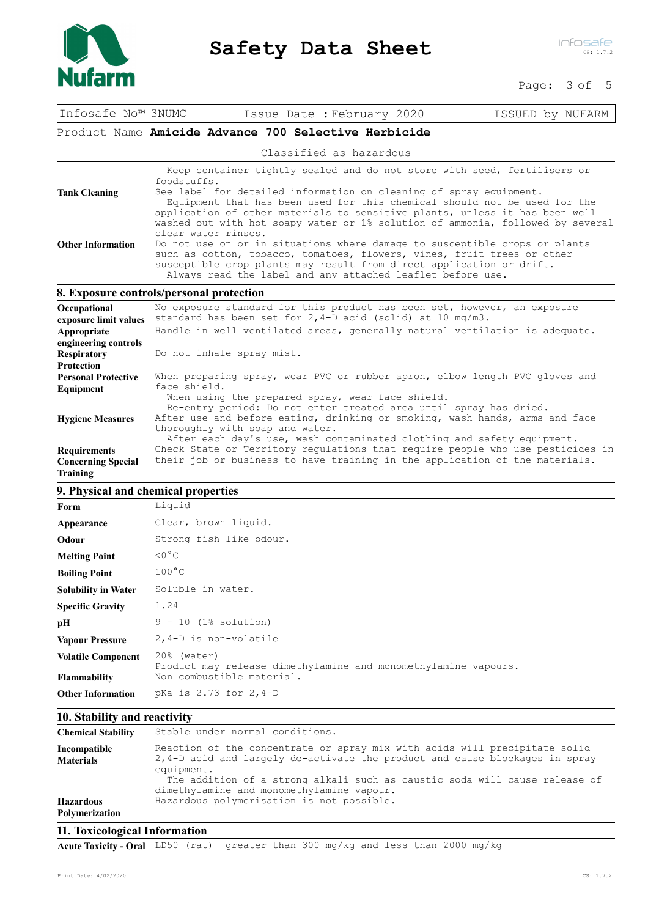Infosafe No™ 3NUMC | Issue Date : February 2020 | ISSUED by NUFARM

Product Name **Amicide Advance 700 Selective Herbicide**

Classified as hazardous

| | |
|---|---|
| | Keep container tightly sealed and do not store with seed, fertilisers or foodstuffs. |
| **Tank Cleaning** | See label for detailed information on cleaning of spray equipment. Equipment that has been used for this chemical should not be used for the application of other materials to sensitive plants, unless it has been well washed out with hot soapy water or 1% solution of ammonia, followed by several clear water rinses. |
| **Other Information** | Do not use on or in situations where damage to susceptible crops or plants such as cotton, tobacco, tomatoes, flowers, vines, fruit trees or other susceptible crop plants may result from direct application or drift. Always read the label and any attached leaflet before use. |

## 8. Exposure controls/personal protection

| | |
|---|---|
| **Occupational exposure limit values** | No exposure standard for this product has been set, however, an exposure standard has been set for 2,4-D acid (solid) at 10 mg/m3. |
| **Appropriate engineering controls** | Handle in well ventilated areas, generally natural ventilation is adequate. |
| **Respiratory Protection** | Do not inhale spray mist. |
| **Personal Protective Equipment** | When preparing spray, wear PVC or rubber apron, elbow length PVC gloves and face shield. When using the prepared spray, wear face shield. Re-entry period: Do not enter treated area until spray has dried. |
| **Hygiene Measures** | After use and before eating, drinking or smoking, wash hands, arms and face thoroughly with soap and water. After each day's use, wash contaminated clothing and safety equipment. |
| **Requirements Concerning Special Training** | Check State or Territory regulations that require people who use pesticides in their job or business to have training in the application of the materials. |

## 9. Physical and chemical properties

| | |
|---|---|
| **Form** | Liquid |
| **Appearance** | Clear, brown liquid. |
| **Odour** | Strong fish like odour. |
| **Melting Point** | <0°C |
| **Boiling Point** | 100°C |
| **Solubility in Water** | Soluble in water. |
| **Specific Gravity** | 1.24 |
| **pH** | 9 - 10 (1% solution) |
| **Vapour Pressure** | 2,4-D is non-volatile |
| **Volatile Component** | 20% (water) Product may release dimethylamine and monomethylamine vapours. |
| **Flammability** | Non combustible material. |
| **Other Information** | pKa is 2.73 for 2,4-D |

## 10. Stability and reactivity

| | |
|---|---|
| **Chemical Stability** | Stable under normal conditions. |
| **Incompatible Materials** | Reaction of the concentrate or spray mix with acids will precipitate solid 2,4-D acid and largely de-activate the product and cause blockages in spray equipment. The addition of a strong alkali such as caustic soda will cause release of dimethylamine and monomethylamine vapour. |
| **Hazardous Polymerization** | Hazardous polymerisation is not possible. |

## 11. Toxicological Information

| | |
|---|---|
| **Acute Toxicity - Oral** | LD50 (rat) greater than 300 mg/kg and less than 2000 mg/kg |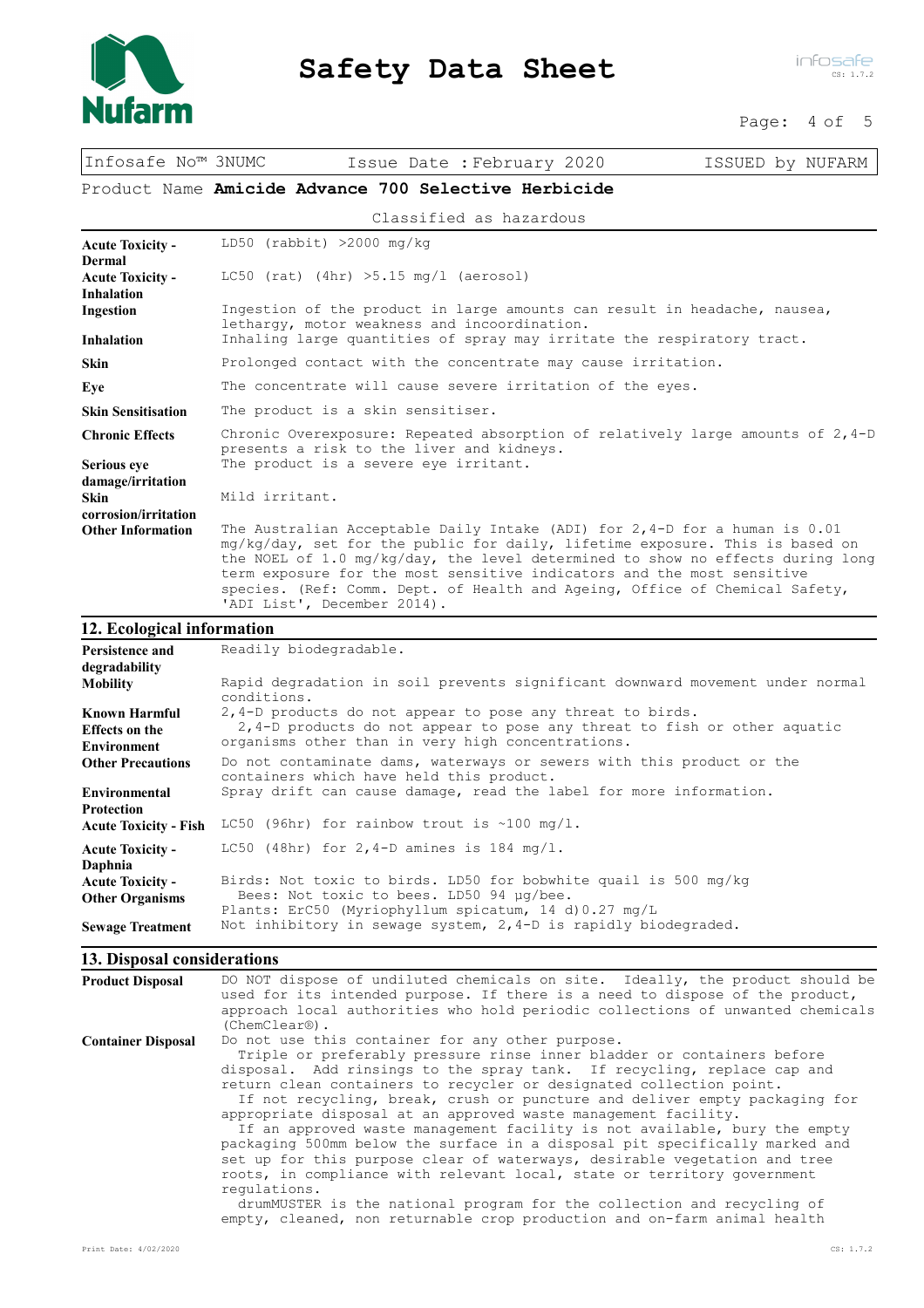Classified as hazardous

| | |
|---|---|
| **Acute Toxicity - Dermal** | LD50 (rabbit) >2000 mg/kg |
| **Acute Toxicity - Inhalation** | LC50 (rat) (4hr) >5.15 mg/l (aerosol) |
| **Ingestion** | Ingestion of the product in large amounts can result in headache, nausea, lethargy, motor weakness and incoordination. |
| **Inhalation** | Inhaling large quantities of spray may irritate the respiratory tract. |
| **Skin** | Prolonged contact with the concentrate may cause irritation. |
| **Eye** | The concentrate will cause severe irritation of the eyes. |
| **Skin Sensitisation** | The product is a skin sensitiser. |
| **Chronic Effects** | Chronic Overexposure: Repeated absorption of relatively large amounts of 2,4-D presents a risk to the liver and kidneys. |
| **Serious eye damage/irritation** | The product is a severe eye irritant. |
| **Skin corrosion/irritation** | Mild irritant. |
| **Other Information** | The Australian Acceptable Daily Intake (ADI) for 2,4-D for a human is 0.01 mg/kg/day, set for the public for daily, lifetime exposure. This is based on the NOEL of 1.0 mg/kg/day, the level determined to show no effects during long term exposure for the most sensitive indicators and the most sensitive species. (Ref: Comm. Dept. of Health and Ageing, Office of Chemical Safety, 'ADI List', December 2014). |

## 12. Ecological information

| | |
|---|---|
| **Persistence and degradability** | Readily biodegradable. |
| **Mobility** | Rapid degradation in soil prevents significant downward movement under normal conditions. |
| **Known Harmful Effects on the Environment** | 2,4-D products do not appear to pose any threat to birds.<br>2,4-D products do not appear to pose any threat to fish or other aquatic organisms other than in very high concentrations. |
| **Other Precautions** | Do not contaminate dams, waterways or sewers with this product or the containers which have held this product. |
| **Environmental Protection** | Spray drift can cause damage, read the label for more information. |
| **Acute Toxicity - Fish** | LC50 (96hr) for rainbow trout is ~100 mg/l. |
| **Acute Toxicity - Daphnia** | LC50 (48hr) for 2,4-D amines is 184 mg/l. |
| **Acute Toxicity - Other Organisms** | Birds: Not toxic to birds. LD50 for bobwhite quail is 500 mg/kg<br>Bees: Not toxic to bees. LD50 94 µg/bee.<br>Plants: ErC50 (Myriophyllum spicatum, 14 d)0.27 mg/L |
| **Sewage Treatment** | Not inhibitory in sewage system, 2,4-D is rapidly biodegraded. |

## 13. Disposal considerations

| | |
|---|---|
| **Product Disposal** | DO NOT dispose of undiluted chemicals on site. Ideally, the product should be used for its intended purpose. If there is a need to dispose of the product, approach local authorities who hold periodic collections of unwanted chemicals (ChemClear®). |
| **Container Disposal** | Do not use this container for any other purpose.<br>Triple or preferably pressure rinse inner bladder or containers before disposal. Add rinsings to the spray tank. If recycling, replace cap and return clean containers to recycler or designated collection point.<br>If not recycling, break, crush or puncture and deliver empty packaging for appropriate disposal at an approved waste management facility.<br>If an approved waste management facility is not available, bury the empty packaging 500mm below the surface in a disposal pit specifically marked and set up for this purpose clear of waterways, desirable vegetation and tree roots, in compliance with relevant local, state or territory government regulations.<br>drumMUSTER is the national program for the collection and recycling of empty, cleaned, non returnable crop production and on-farm animal health |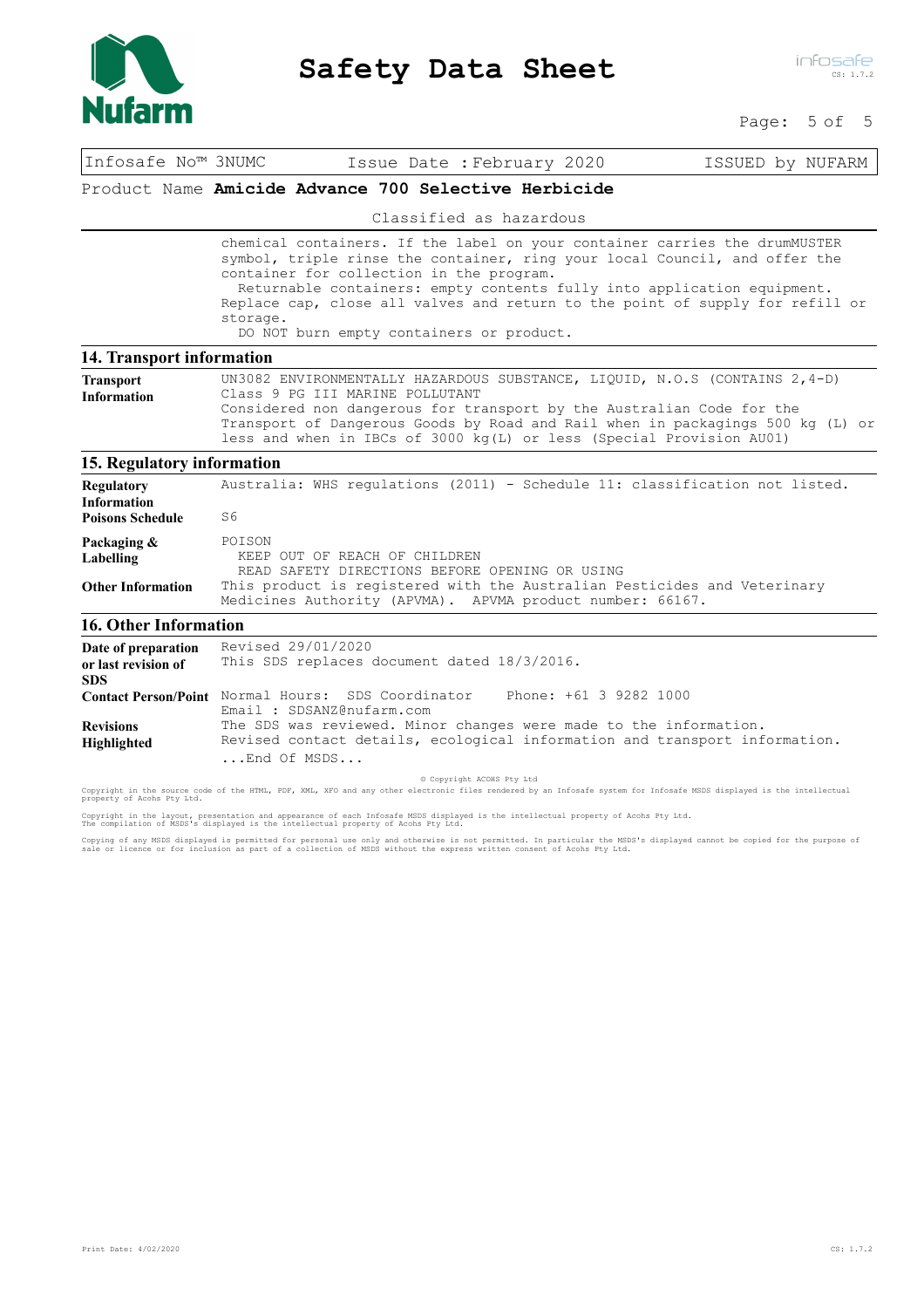chemical containers. If the label on your container carries the drumMUSTER symbol, triple rinse the container, ring your local Council, and offer the container for collection in the program.
Returnable containers: empty contents fully into application equipment. Replace cap, close all valves and return to the point of supply for refill or storage.
DO NOT burn empty containers or product.

## 14. Transport information

| | |
|---|---|
| **Transport Information** | UN3082 ENVIRONMENTALLY HAZARDOUS SUBSTANCE, LIQUID, N.O.S (CONTAINS 2,4-D) Class 9 PG III MARINE POLLUTANT<br>Considered non dangerous for transport by the Australian Code for the Transport of Dangerous Goods by Road and Rail when in packagings 500 kg (L) or less and when in IBCs of 3000 kg(L) or less (Special Provision AU01) |

## 15. Regulatory information

| | |
|---|---|
| **Regulatory Information** | Australia: WHS regulations (2011) - Schedule 11: classification not listed. |
| **Poisons Schedule** | S6 |
| **Packaging & Labelling** | POISON<br>KEEP OUT OF REACH OF CHILDREN<br>READ SAFETY DIRECTIONS BEFORE OPENING OR USING |
| **Other Information** | This product is registered with the Australian Pesticides and Veterinary Medicines Authority (APVMA). APVMA product number: 66167. |

## 16. Other Information

| | |
|---|---|
| **Date of preparation or last revision of SDS** | Revised 29/01/2020<br>This SDS replaces document dated 18/3/2016. |
| **Contact Person/Point** | Normal Hours: SDS Coordinator Phone: +61 3 9282 1000<br>Email : SDSANZ@nufarm.com |
| **Revisions Highlighted** | The SDS was reviewed. Minor changes were made to the information.<br>Revised contact details, ecological information and transport information. |

...End Of MSDS...

© Copyright ACOHS Pty Ltd

Copyright in the source code of the HTML, PDF, XML, XFO and any other electronic files rendered by an Infosafe system for Infosafe MSDS displayed is the intellectual property of Acohs Pty Ltd.

Copyright in the layout, presentation and appearance of each Infosafe MSDS displayed is the intellectual property of Acohs Pty Ltd.
The compilation of MSDS's displayed is the intellectual property of Acohs Pty Ltd.

Copying of any MSDS displayed is permitted for personal use only and otherwise is not permitted. In particular the MSDS's displayed cannot be copied for the purpose of sale or licence or for inclusion as part of a collection of MSDS without the express written consent of Acohs Pty Ltd.